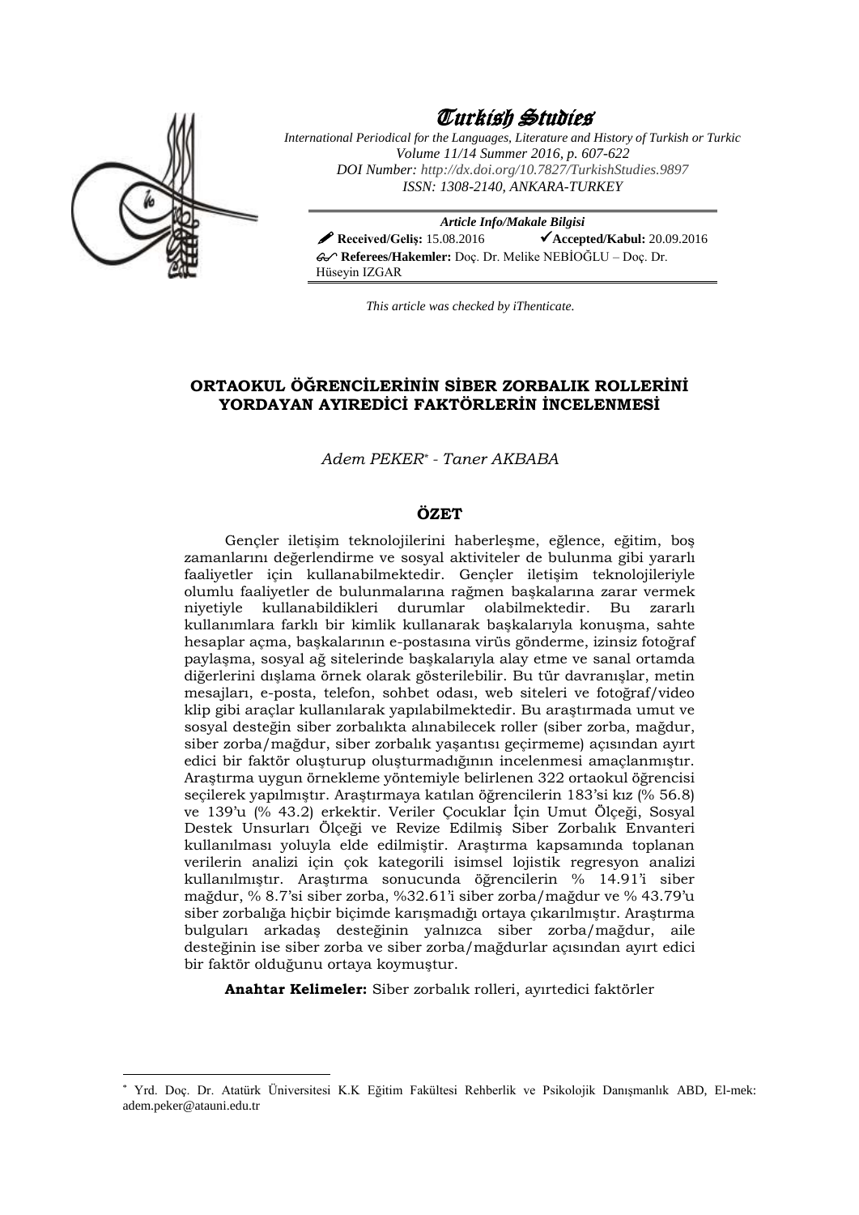# Turkish Studies

*International Periodical for the Languages, Literature and History of Turkish or Turkic*
*Volume 11/14 Summer 2016, p. 607-622*
*DOI Number: http://dx.doi.org/10.7827/TurkishStudies.9897*
*ISSN: 1308-2140, ANKARA-TURKEY*

***Article Info/Makale Bilgisi***
**Received/Geliş:** 15.08.2016 ✔**Accepted/Kabul:** 20.09.2016
**Referees/Hakemler:** Doç. Dr. Melike NEBİOĞLU – Doç. Dr. Hüseyin IZGAR

*This article was checked by iThenticate.*

## ORTAOKUL ÖĞRENCİLERİNİN SİBER ZORBALIK ROLLERİNİ YORDAYAN AYIREDİCİ FAKTÖRLERİN İNCELENMESİ

*Adem PEKER[*] - Taner AKBABA*

### ÖZET

Gençler iletişim teknolojilerini haberleşme, eğlence, eğitim, boş zamanlarını değerlendirme ve sosyal aktiviteler de bulunma gibi yararlı faaliyetler için kullanabilmektedir. Gençler iletişim teknolojileriyle olumlu faaliyetler de bulunmalarına rağmen başkalarına zarar vermek niyetiyle kullanabildikleri durumlar olabilmektedir. Bu zararlı kullanımlara farklı bir kimlik kullanarak başkalarıyla konuşma, sahte hesaplar açma, başkalarının e-postasına virüs gönderme, izinsiz fotoğraf paylaşma, sosyal ağ sitelerinde başkalarıyla alay etme ve sanal ortamda diğerlerini dışlama örnek olarak gösterilebilir. Bu tür davranışlar, metin mesajları, e-posta, telefon, sohbet odası, web siteleri ve fotoğraf/video klip gibi araçlar kullanılarak yapılabilmektedir. Bu araştırmada umut ve sosyal desteğin siber zorbalıkta alınabilecek roller (siber zorba, mağdur, siber zorba/mağdur, siber zorbalık yaşantısı geçirmeme) açısından ayırt edici bir faktör oluşturup oluşturmadığının incelenmesi amaçlanmıştır. Araştırma uygun örnekleme yöntemiyle belirlenen 322 ortaokul öğrencisi seçilerek yapılmıştır. Araştırmaya katılan öğrencilerin 183'si kız (% 56.8) ve 139'u (% 43.2) erkektir. Veriler Çocuklar İçin Umut Ölçeği, Sosyal Destek Unsurları Ölçeği ve Revize Edilmiş Siber Zorbalık Envanteri kullanılması yoluyla elde edilmiştir. Araştırma kapsamında toplanan verilerin analizi için çok kategorili isimsel lojistik regresyon analizi kullanılmıştır. Araştırma sonucunda öğrencilerin % 14.91'i siber mağdur, % 8.7'si siber zorba, %32.61'i siber zorba/mağdur ve % 43.79'u siber zorbalığa hiçbir biçimde karışmadığı ortaya çıkarılmıştır. Araştırma bulguları arkadaş desteğinin yalnızca siber zorba/mağdur, aile desteğinin ise siber zorba ve siber zorba/mağdurlar açısından ayırt edici bir faktör olduğunu ortaya koymuştur.

**Anahtar Kelimeler:** Siber zorbalık rolleri, ayırtedici faktörler

---

[*] Yrd. Doç. Dr. Atatürk Üniversitesi K.K Eğitim Fakültesi Rehberlik ve Psikolojik Danışmanlık ABD, El-mek: adem.peker@atauni.edu.tr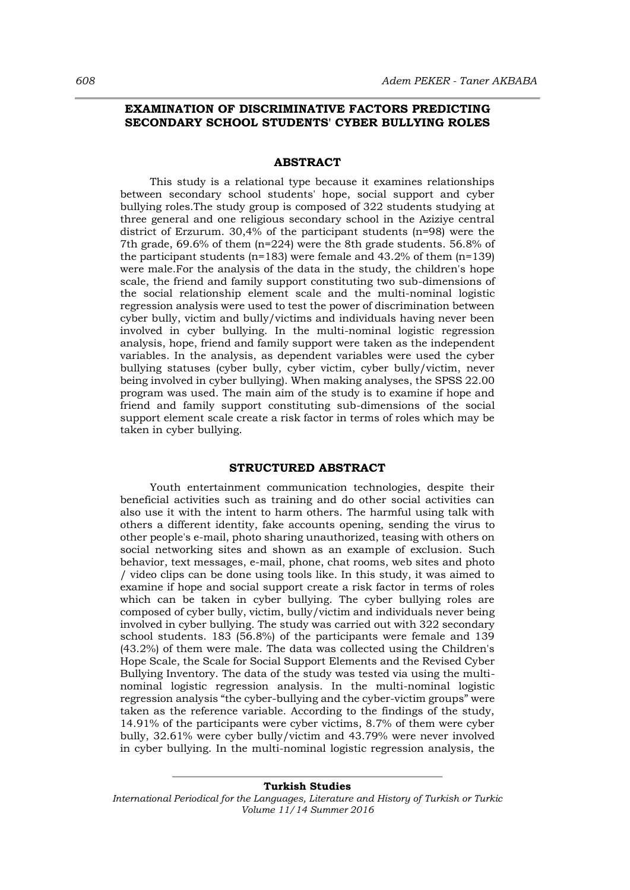## EXAMINATION OF DISCRIMINATIVE FACTORS PREDICTING SECONDARY SCHOOL STUDENTS' CYBER BULLYING ROLES

### ABSTRACT

This study is a relational type because it examines relationships between secondary school students' hope, social support and cyber bullying roles.The study group is composed of 322 students studying at three general and one religious secondary school in the Aziziye central district of Erzurum. 30,4% of the participant students (n=98) were the 7th grade, 69.6% of them (n=224) were the 8th grade students. 56.8% of the participant students (n=183) were female and 43.2% of them (n=139) were male.For the analysis of the data in the study, the children's hope scale, the friend and family support constituting two sub-dimensions of the social relationship element scale and the multi-nominal logistic regression analysis were used to test the power of discrimination between cyber bully, victim and bully/victims and individuals having never been involved in cyber bullying. In the multi-nominal logistic regression analysis, hope, friend and family support were taken as the independent variables. In the analysis, as dependent variables were used the cyber bullying statuses (cyber bully, cyber victim, cyber bully/victim, never being involved in cyber bullying). When making analyses, the SPSS 22.00 program was used. The main aim of the study is to examine if hope and friend and family support constituting sub-dimensions of the social support element scale create a risk factor in terms of roles which may be taken in cyber bullying.

### STRUCTURED ABSTRACT

Youth entertainment communication technologies, despite their beneficial activities such as training and do other social activities can also use it with the intent to harm others. The harmful using talk with others a different identity, fake accounts opening, sending the virus to other people's e-mail, photo sharing unauthorized, teasing with others on social networking sites and shown as an example of exclusion. Such behavior, text messages, e-mail, phone, chat rooms, web sites and photo / video clips can be done using tools like. In this study, it was aimed to examine if hope and social support create a risk factor in terms of roles which can be taken in cyber bullying. The cyber bullying roles are composed of cyber bully, victim, bully/victim and individuals never being involved in cyber bullying. The study was carried out with 322 secondary school students. 183 (56.8%) of the participants were female and 139 (43.2%) of them were male. The data was collected using the Children's Hope Scale, the Scale for Social Support Elements and the Revised Cyber Bullying Inventory. The data of the study was tested via using the multi-nominal logistic regression analysis. In the multi-nominal logistic regression analysis "the cyber-bullying and the cyber-victim groups" were taken as the reference variable. According to the findings of the study, 14.91% of the participants were cyber victims, 8.7% of them were cyber bully, 32.61% were cyber bully/victim and 43.79% were never involved in cyber bullying. In the multi-nominal logistic regression analysis, the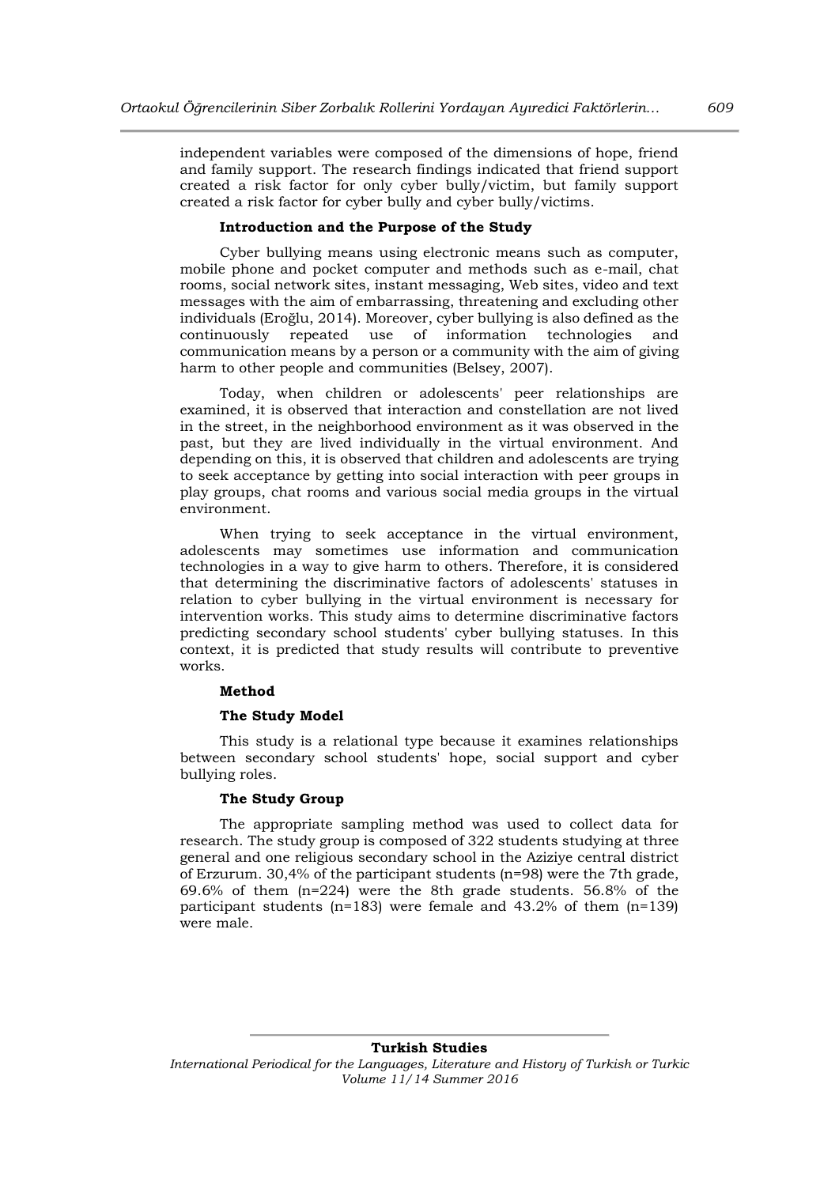independent variables were composed of the dimensions of hope, friend and family support. The research findings indicated that friend support created a risk factor for only cyber bully/victim, but family support created a risk factor for cyber bully and cyber bully/victims.

### Introduction and the Purpose of the Study

Cyber bullying means using electronic means such as computer, mobile phone and pocket computer and methods such as e-mail, chat rooms, social network sites, instant messaging, Web sites, video and text messages with the aim of embarrassing, threatening and excluding other individuals (Eroğlu, 2014). Moreover, cyber bullying is also defined as the continuously repeated use of information technologies and communication means by a person or a community with the aim of giving harm to other people and communities (Belsey, 2007).

Today, when children or adolescents' peer relationships are examined, it is observed that interaction and constellation are not lived in the street, in the neighborhood environment as it was observed in the past, but they are lived individually in the virtual environment. And depending on this, it is observed that children and adolescents are trying to seek acceptance by getting into social interaction with peer groups in play groups, chat rooms and various social media groups in the virtual environment.

When trying to seek acceptance in the virtual environment, adolescents may sometimes use information and communication technologies in a way to give harm to others. Therefore, it is considered that determining the discriminative factors of adolescents' statuses in relation to cyber bullying in the virtual environment is necessary for intervention works. This study aims to determine discriminative factors predicting secondary school students' cyber bullying statuses. In this context, it is predicted that study results will contribute to preventive works.

### Method

#### The Study Model

This study is a relational type because it examines relationships between secondary school students' hope, social support and cyber bullying roles.

#### The Study Group

The appropriate sampling method was used to collect data for research. The study group is composed of 322 students studying at three general and one religious secondary school in the Aziziye central district of Erzurum. 30,4% of the participant students (n=98) were the 7th grade, 69.6% of them (n=224) were the 8th grade students. 56.8% of the participant students (n=183) were female and 43.2% of them (n=139) were male.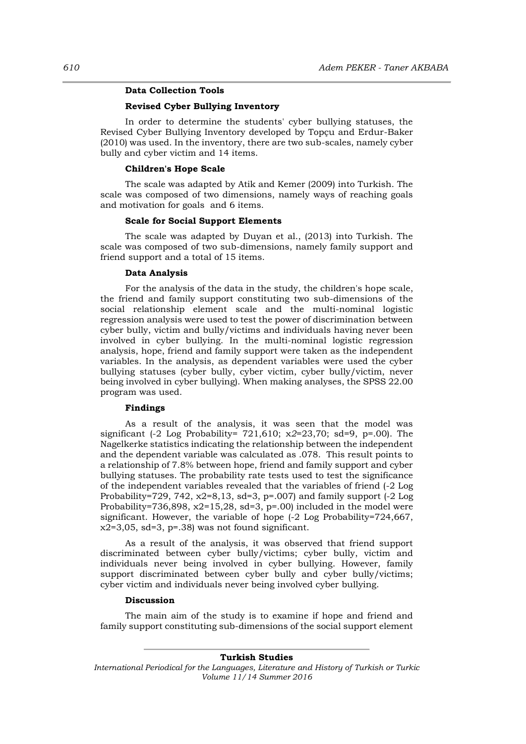### Data Collection Tools

#### Revised Cyber Bullying Inventory

In order to determine the students' cyber bullying statuses, the Revised Cyber Bullying Inventory developed by Topçu and Erdur-Baker (2010) was used. In the inventory, there are two sub-scales, namely cyber bully and cyber victim and 14 items.

#### Children's Hope Scale

The scale was adapted by Atik and Kemer (2009) into Turkish. The scale was composed of two dimensions, namely ways of reaching goals and motivation for goals and 6 items.

#### Scale for Social Support Elements

The scale was adapted by Duyan et al., (2013) into Turkish. The scale was composed of two sub-dimensions, namely family support and friend support and a total of 15 items.

### Data Analysis

For the analysis of the data in the study, the children's hope scale, the friend and family support constituting two sub-dimensions of the social relationship element scale and the multi-nominal logistic regression analysis were used to test the power of discrimination between cyber bully, victim and bully/victims and individuals having never been involved in cyber bullying. In the multi-nominal logistic regression analysis, hope, friend and family support were taken as the independent variables. In the analysis, as dependent variables were used the cyber bullying statuses (cyber bully, cyber victim, cyber bully/victim, never being involved in cyber bullying). When making analyses, the SPSS 22.00 program was used.

### Findings

As a result of the analysis, it was seen that the model was significant (-2 Log Probability= 721,610; $x2$=23,70; sd=9, p=.00). The Nagelkerke statistics indicating the relationship between the independent and the dependent variable was calculated as .078. This result points to a relationship of 7.8% between hope, friend and family support and cyber bullying statuses. The probability rate tests used to test the significance of the independent variables revealed that the variables of friend (-2 Log Probability=729, 742, x2=8,13, sd=3, p=.007) and family support (-2 Log Probability=736,898, x2=15,28, sd=3, p=.00) included in the model were significant. However, the variable of hope (-2 Log Probability=724,667, x2=3,05, sd=3, p=.38) was not found significant.

As a result of the analysis, it was observed that friend support discriminated between cyber bully/victims; cyber bully, victim and individuals never being involved in cyber bullying. However, family support discriminated between cyber bully and cyber bully/victims; cyber victim and individuals never being involved cyber bullying.

### Discussion

The main aim of the study is to examine if hope and friend and family support constituting sub-dimensions of the social support element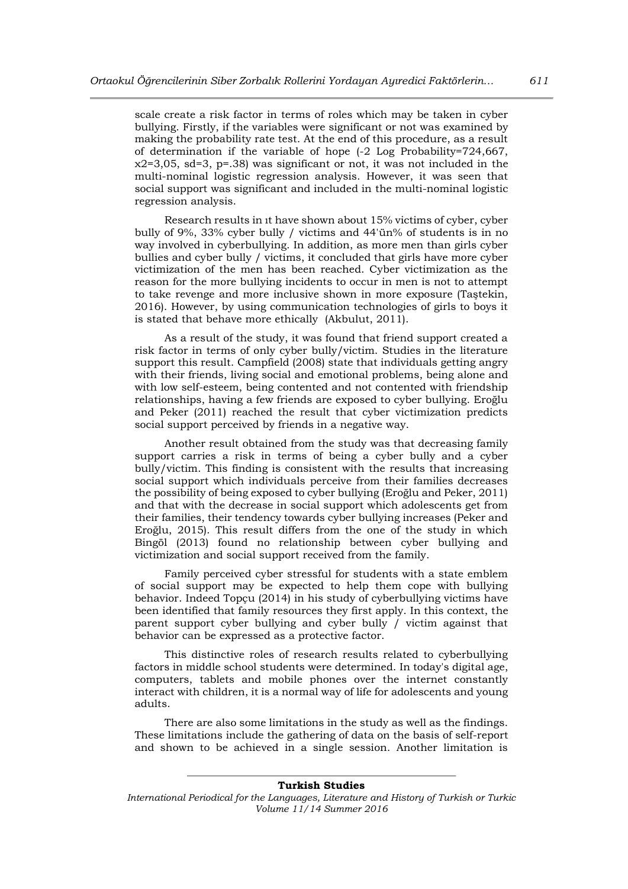scale create a risk factor in terms of roles which may be taken in cyber bullying. Firstly, if the variables were significant or not was examined by making the probability rate test. At the end of this procedure, as a result of determination if the variable of hope (-2 Log Probability=724,667, $x2=3,05$, sd=3, p=.38) was significant or not, it was not included in the multi-nominal logistic regression analysis. However, it was seen that social support was significant and included in the multi-nominal logistic regression analysis.

Research results in ıt have shown about 15% victims of cyber, cyber bully of 9%, 33% cyber bully / victims and 44'ün% of students is in no way involved in cyberbullying. In addition, as more men than girls cyber bullies and cyber bully / victims, it concluded that girls have more cyber victimization of the men has been reached. Cyber victimization as the reason for the more bullying incidents to occur in men is not to attempt to take revenge and more inclusive shown in more exposure (Taştekin, 2016). However, by using communication technologies of girls to boys it is stated that behave more ethically (Akbulut, 2011).

As a result of the study, it was found that friend support created a risk factor in terms of only cyber bully/victim. Studies in the literature support this result. Campfield (2008) state that individuals getting angry with their friends, living social and emotional problems, being alone and with low self-esteem, being contented and not contented with friendship relationships, having a few friends are exposed to cyber bullying. Eroğlu and Peker (2011) reached the result that cyber victimization predicts social support perceived by friends in a negative way.

Another result obtained from the study was that decreasing family support carries a risk in terms of being a cyber bully and a cyber bully/victim. This finding is consistent with the results that increasing social support which individuals perceive from their families decreases the possibility of being exposed to cyber bullying (Eroğlu and Peker, 2011) and that with the decrease in social support which adolescents get from their families, their tendency towards cyber bullying increases (Peker and Eroğlu, 2015). This result differs from the one of the study in which Bingöl (2013) found no relationship between cyber bullying and victimization and social support received from the family.

Family perceived cyber stressful for students with a state emblem of social support may be expected to help them cope with bullying behavior. Indeed Topçu (2014) in his study of cyberbullying victims have been identified that family resources they first apply. In this context, the parent support cyber bullying and cyber bully / victim against that behavior can be expressed as a protective factor.

This distinctive roles of research results related to cyberbullying factors in middle school students were determined. In today's digital age, computers, tablets and mobile phones over the internet constantly interact with children, it is a normal way of life for adolescents and young adults.

There are also some limitations in the study as well as the findings. These limitations include the gathering of data on the basis of self-report and shown to be achieved in a single session. Another limitation is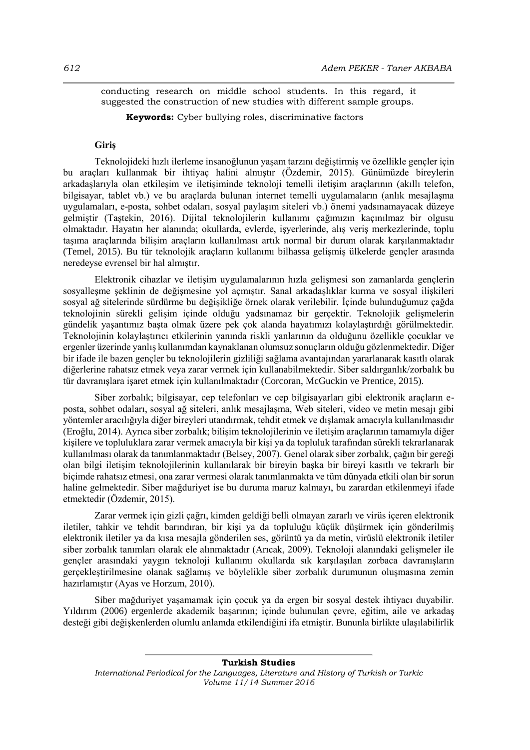conducting research on middle school students. In this regard, it suggested the construction of new studies with different sample groups.

**Keywords:** Cyber bullying roles, discriminative factors

## Giriş

Teknolojideki hızlı ilerleme insanoğlunun yaşam tarzını değiştirmiş ve özellikle gençler için bu araçları kullanmak bir ihtiyaç halini almıştır (Özdemir, 2015). Günümüzde bireylerin arkadaşlarıyla olan etkileşim ve iletişiminde teknoloji temelli iletişim araçlarının (akıllı telefon, bilgisayar, tablet vb.) ve bu araçlarda bulunan internet temelli uygulamaların (anlık mesajlaşma uygulamaları, e-posta, sohbet odaları, sosyal paylaşım siteleri vb.) önemi yadsınamayacak düzeye gelmiştir (Taştekin, 2016). Dijital teknolojilerin kullanımı çağımızın kaçınılmaz bir olgusu olmaktadır. Hayatın her alanında; okullarda, evlerde, işyerlerinde, alış veriş merkezlerinde, toplu taşıma araçlarında bilişim araçların kullanılması artık normal bir durum olarak karşılanmaktadır (Temel, 2015). Bu tür teknolojik araçların kullanımı bilhassa gelişmiş ülkelerde gençler arasında neredeyse evrensel bir hal almıştır.

Elektronik cihazlar ve iletişim uygulamalarının hızla gelişmesi son zamanlarda gençlerin sosyalleşme şeklinin de değişmesine yol açmıştır. Sanal arkadaşlıklar kurma ve sosyal ilişkileri sosyal ağ sitelerinde sürdürme bu değişikliğe örnek olarak verilebilir. İçinde bulunduğumuz çağda teknolojinin sürekli gelişim içinde olduğu yadsınamaz bir gerçektir. Teknolojik gelişmelerin gündelik yaşantımız başta olmak üzere pek çok alanda hayatımızı kolaylaştırdığı görülmektedir. Teknolojinin kolaylaştırıcı etkilerinin yanında riskli yanlarının da olduğunu özellikle çocuklar ve ergenler üzerinde yanlış kullanımdan kaynaklanan olumsuz sonuçların olduğu gözlenmektedir. Diğer bir ifade ile bazen gençler bu teknolojilerin gizliliği sağlama avantajından yararlanarak kasıtlı olarak diğerlerine rahatsız etmek veya zarar vermek için kullanabilmektedir. Siber saldırganlık/zorbalık bu tür davranışlara işaret etmek için kullanılmaktadır (Corcoran, McGuckin ve Prentice, 2015).

Siber zorbalık; bilgisayar, cep telefonları ve cep bilgisayarları gibi elektronik araçların e-posta, sohbet odaları, sosyal ağ siteleri, anlık mesajlaşma, Web siteleri, video ve metin mesajı gibi yöntemler aracılığıyla diğer bireyleri utandırmak, tehdit etmek ve dışlamak amacıyla kullanılmasıdır (Eroğlu, 2014). Ayrıca siber zorbalık; bilişim teknolojilerinin ve iletişim araçlarının tamamıyla diğer kişilere ve topluluklara zarar vermek amacıyla bir kişi ya da topluluk tarafından sürekli tekrarlanarak kullanılması olarak da tanımlanmaktadır (Belsey, 2007). Genel olarak siber zorbalık, çağın bir gereği olan bilgi iletişim teknolojilerinin kullanılarak bir bireyin başka bir bireyi kasıtlı ve tekrarlı bir biçimde rahatsız etmesi, ona zarar vermesi olarak tanımlanmakta ve tüm dünyada etkili olan bir sorun haline gelmektedir. Siber mağduriyet ise bu duruma maruz kalmayı, bu zarardan etkilenmeyi ifade etmektedir (Özdemir, 2015).

Zarar vermek için gizli çağrı, kimden geldiği belli olmayan zararlı ve virüs içeren elektronik iletiler, tahkir ve tehdit barındıran, bir kişi ya da topluluğu küçük düşürmek için gönderilmiş elektronik iletiler ya da kısa mesajla gönderilen ses, görüntü ya da metin, virüslü elektronik iletiler siber zorbalık tanımları olarak ele alınmaktadır (Arıcak, 2009). Teknoloji alanındaki gelişmeler ile gençler arasındaki yaygın teknoloji kullanımı okullarda sık karşılaşılan zorbaca davranışların gerçekleştirilmesine olanak sağlamış ve böylelikle siber zorbalık durumunun oluşmasına zemin hazırlamıştır (Ayas ve Horzum, 2010).

Siber mağduriyet yaşamamak için çocuk ya da ergen bir sosyal destek ihtiyacı duyabilir. Yıldırım (2006) ergenlerde akademik başarının; içinde bulunulan çevre, eğitim, aile ve arkadaş desteği gibi değişkenlerden olumlu anlamda etkilendiğini ifa etmiştir. Bununla birlikte ulaşılabilirlik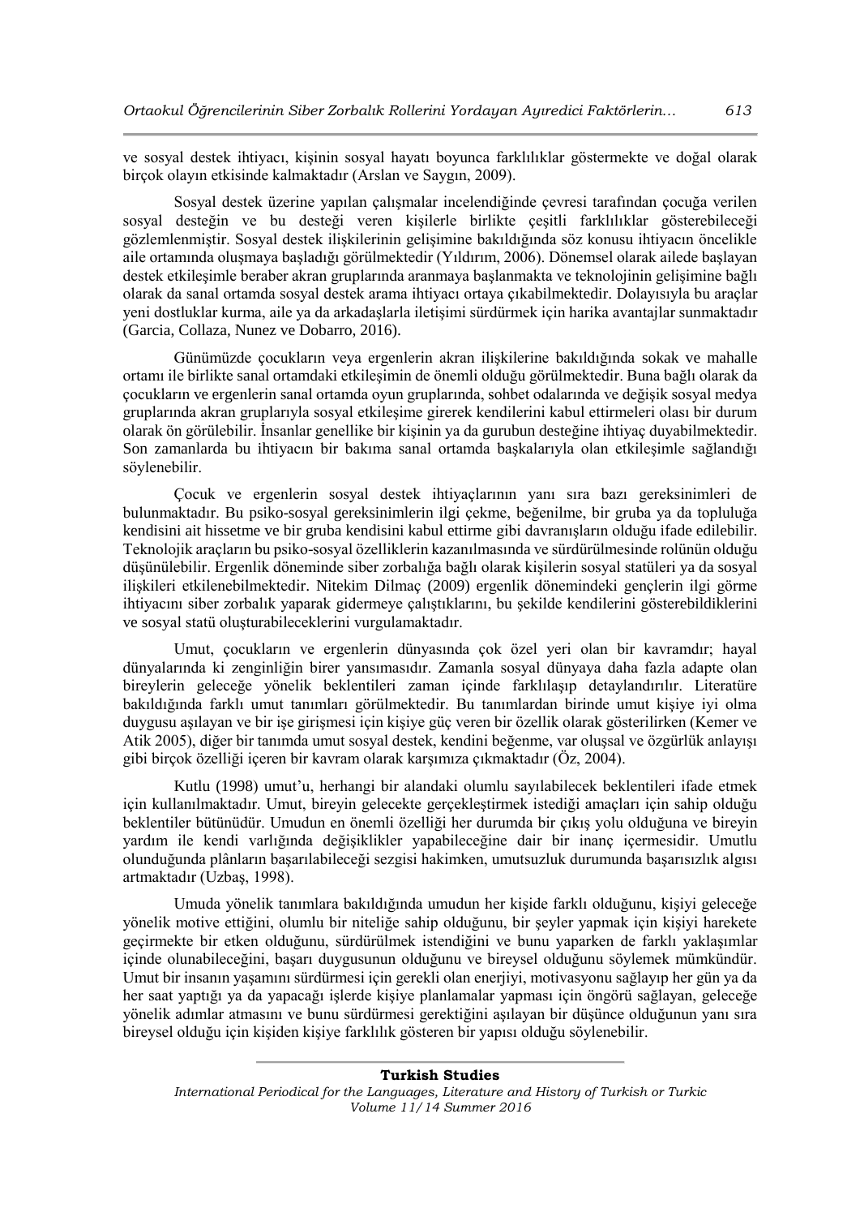ve sosyal destek ihtiyacı, kişinin sosyal hayatı boyunca farklılıklar göstermekte ve doğal olarak birçok olayın etkisinde kalmaktadır (Arslan ve Saygın, 2009).

Sosyal destek üzerine yapılan çalışmalar incelendiğinde çevresi tarafından çocuğa verilen sosyal desteğin ve bu desteği veren kişilerle birlikte çeşitli farklılıklar gösterebileceği gözlemlenmiştir. Sosyal destek ilişkilerinin gelişimine bakıldığında söz konusu ihtiyacın öncelikle aile ortamında oluşmaya başladığı görülmektedir (Yıldırım, 2006). Dönemsel olarak ailede başlayan destek etkileşimle beraber akran gruplarında aranmaya başlanmakta ve teknolojinin gelişimine bağlı olarak da sanal ortamda sosyal destek arama ihtiyacı ortaya çıkabilmektedir. Dolayısıyla bu araçlar yeni dostluklar kurma, aile ya da arkadaşlarla iletişimi sürdürmek için harika avantajlar sunmaktadır (Garcia, Collaza, Nunez ve Dobarro, 2016).

Günümüzde çocukların veya ergenlerin akran ilişkilerine bakıldığında sokak ve mahalle ortamı ile birlikte sanal ortamdaki etkileşimin de önemli olduğu görülmektedir. Buna bağlı olarak da çocukların ve ergenlerin sanal ortamda oyun gruplarında, sohbet odalarında ve değişik sosyal medya gruplarında akran gruplarıyla sosyal etkileşime girerek kendilerini kabul ettirmeleri olası bir durum olarak ön görülebilir. İnsanlar genellike bir kişinin ya da gurubun desteğine ihtiyaç duyabilmektedir. Son zamanlarda bu ihtiyacın bir bakıma sanal ortamda başkalarıyla olan etkileşimle sağlandığı söylenebilir.

Çocuk ve ergenlerin sosyal destek ihtiyaçlarının yanı sıra bazı gereksinimleri de bulunmaktadır. Bu psiko-sosyal gereksinimlerin ilgi çekme, beğenilme, bir gruba ya da topluluğa kendisini ait hissetme ve bir gruba kendisini kabul ettirme gibi davranışların olduğu ifade edilebilir. Teknolojik araçların bu psiko-sosyal özelliklerin kazanılmasında ve sürdürülmesinde rolünün olduğu düşünülebilir. Ergenlik döneminde siber zorbalığa bağlı olarak kişilerin sosyal statüleri ya da sosyal ilişkileri etkilenebilmektedir. Nitekim Dilmaç (2009) ergenlik dönemindeki gençlerin ilgi görme ihtiyacını siber zorbalık yaparak gidermeye çalıştıklarını, bu şekilde kendilerini gösterebildiklerini ve sosyal statü oluşturabileceklerini vurgulamaktadır.

Umut, çocukların ve ergenlerin dünyasında çok özel yeri olan bir kavramdır; hayal dünyalarında ki zenginliğin birer yansımasıdır. Zamanla sosyal dünyaya daha fazla adapte olan bireylerin geleceğe yönelik beklentileri zaman içinde farklılaşıp detaylandırılır. Literatüre bakıldığında farklı umut tanımları görülmektedir. Bu tanımlardan birinde umut kişiye iyi olma duygusu aşılayan ve bir işe girişmesi için kişiye güç veren bir özellik olarak gösterilirken (Kemer ve Atik 2005), diğer bir tanımda umut sosyal destek, kendini beğenme, var oluşsal ve özgürlük anlayışı gibi birçok özelliği içeren bir kavram olarak karşımıza çıkmaktadır (Öz, 2004).

Kutlu (1998) umut'u, herhangi bir alandaki olumlu sayılabilecek beklentileri ifade etmek için kullanılmaktadır. Umut, bireyin gelecekte gerçekleştirmek istediği amaçları için sahip olduğu beklentiler bütünüdür. Umudun en önemli özelliği her durumda bir çıkış yolu olduğuna ve bireyin yardım ile kendi varlığında değişiklikler yapabileceğine dair bir inanç içermesidir. Umutlu olunduğunda plânların başarılabileceği sezgisi hakimken, umutsuzluk durumunda başarısızlık algısı artmaktadır (Uzbaş, 1998).

Umuda yönelik tanımlara bakıldığında umudun her kişide farklı olduğunu, kişiyi geleceğe yönelik motive ettiğini, olumlu bir niteliğe sahip olduğunu, bir şeyler yapmak için kişiyi harekete geçirmekte bir etken olduğunu, sürdürülmek istendiğini ve bunu yaparken de farklı yaklaşımlar içinde olunabileceğini, başarı duygusunun olduğunu ve bireysel olduğunu söylemek mümkündür. Umut bir insanın yaşamını sürdürmesi için gerekli olan enerjiyi, motivasyonu sağlayıp her gün ya da her saat yaptığı ya da yapacağı işlerde kişiye planlamalar yapması için öngörü sağlayan, geleceğe yönelik adımlar atmasını ve bunu sürdürmesi gerektiğini aşılayan bir düşünce olduğunun yanı sıra bireysel olduğu için kişiden kişiye farklılık gösteren bir yapısı olduğu söylenebilir.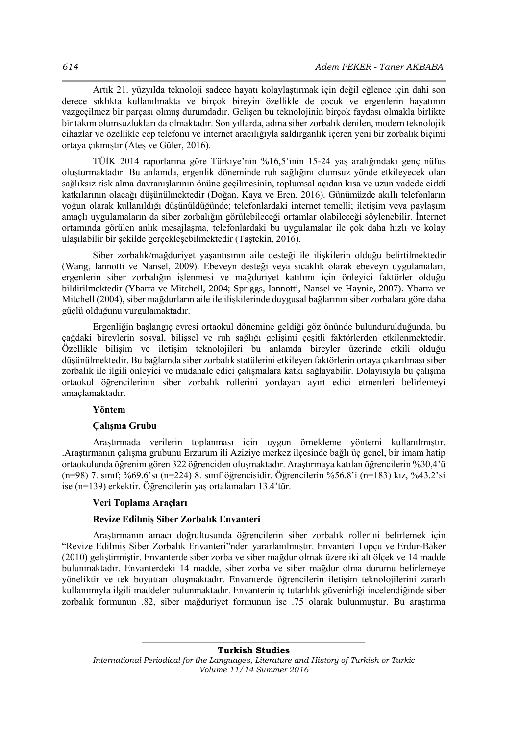Artık 21. yüzyılda teknoloji sadece hayatı kolaylaştırmak için değil eğlence için dahi son derece sıklıkta kullanılmakta ve birçok bireyin özellikle de çocuk ve ergenlerin hayatının vazgeçilmez bir parçası olmuş durumdadır. Gelişen bu teknolojinin birçok faydası olmakla birlikte bir takım olumsuzlukları da olmaktadır. Son yıllarda, adına siber zorbalık denilen, modern teknolojik cihazlar ve özellikle cep telefonu ve internet aracılığıyla saldırganlık içeren yeni bir zorbalık biçimi ortaya çıkmıştır (Ateş ve Güler, 2016).

TÜİK 2014 raporlarına göre Türkiye'nin %16,5'inin 15-24 yaş aralığındaki genç nüfus oluşturmaktadır. Bu anlamda, ergenlik döneminde ruh sağlığını olumsuz yönde etkileyecek olan sağlıksız risk alma davranışlarının önüne geçilmesinin, toplumsal açıdan kısa ve uzun vadede ciddi katkılarının olacağı düşünülmektedir (Doğan, Kaya ve Eren, 2016). Günümüzde akıllı telefonların yoğun olarak kullanıldığı düşünüldüğünde; telefonlardaki internet temelli; iletişim veya paylaşım amaçlı uygulamaların da siber zorbalığın görülebileceği ortamlar olabileceği söylenebilir. İnternet ortamında görülen anlık mesajlaşma, telefonlardaki bu uygulamalar ile çok daha hızlı ve kolay ulaşılabilir bir şekilde gerçekleşebilmektedir (Taştekin, 2016).

Siber zorbalık/mağduriyet yaşantısının aile desteği ile ilişkilerin olduğu belirtilmektedir (Wang, Iannotti ve Nansel, 2009). Ebeveyn desteği veya sıcaklık olarak ebeveyn uygulamaları, ergenlerin siber zorbalığın işlenmesi ve mağduriyet katılımı için önleyici faktörler olduğu bildirilmektedir (Ybarra ve Mitchell, 2004; Spriggs, Iannotti, Nansel ve Haynie, 2007). Ybarra ve Mitchell (2004), siber mağdurların aile ile ilişkilerinde duygusal bağlarının siber zorbalara göre daha güçlü olduğunu vurgulamaktadır.

Ergenliğin başlangıç evresi ortaokul dönemine geldiği göz önünde bulundurulduğunda, bu çağdaki bireylerin sosyal, bilişsel ve ruh sağlığı gelişimi çeşitli faktörlerden etkilenmektedir. Özellikle bilişim ve iletişim teknolojileri bu anlamda bireyler üzerinde etkili olduğu düşünülmektedir. Bu bağlamda siber zorbalık statülerini etkileyen faktörlerin ortaya çıkarılması siber zorbalık ile ilgili önleyici ve müdahale edici çalışmalara katkı sağlayabilir. Dolayısıyla bu çalışma ortaokul öğrencilerinin siber zorbalık rollerini yordayan ayırt edici etmenleri belirlemeyi amaçlamaktadır.

## Yöntem

### Çalışma Grubu

Araştırmada verilerin toplanması için uygun örnekleme yöntemi kullanılmıştır. .Araştırmanın çalışma grubunu Erzurum ili Aziziye merkez ilçesinde bağlı üç genel, bir imam hatip ortaokulunda öğrenim gören 322 öğrenciden oluşmaktadır. Araştırmaya katılan öğrencilerin %30,4'ü (n=98) 7. sınıf; %69.6'sı (n=224) 8. sınıf öğrencisidir. Öğrencilerin %56.8'i (n=183) kız, %43.2'si ise (n=139) erkektir. Öğrencilerin yaş ortalamaları 13.4'tür.

### Veri Toplama Araçları

#### Revize Edilmiş Siber Zorbalık Envanteri

Araştırmanın amacı doğrultusunda öğrencilerin siber zorbalık rollerini belirlemek için "Revize Edilmiş Siber Zorbalık Envanteri"nden yararlanılmıştır. Envanteri Topçu ve Erdur-Baker (2010) geliştirmiştir. Envanterde siber zorba ve siber mağdur olmak üzere iki alt ölçek ve 14 madde bulunmaktadır. Envanterdeki 14 madde, siber zorba ve siber mağdur olma durumu belirlemeye yöneliktir ve tek boyuttan oluşmaktadır. Envanterde öğrencilerin iletişim teknolojilerini zararlı kullanımıyla ilgili maddeler bulunmaktadır. Envanterin iç tutarlılık güvenirliği incelendiğinde siber zorbalık formunun .82, siber mağduriyet formunun ise .75 olarak bulunmuştur. Bu araştırma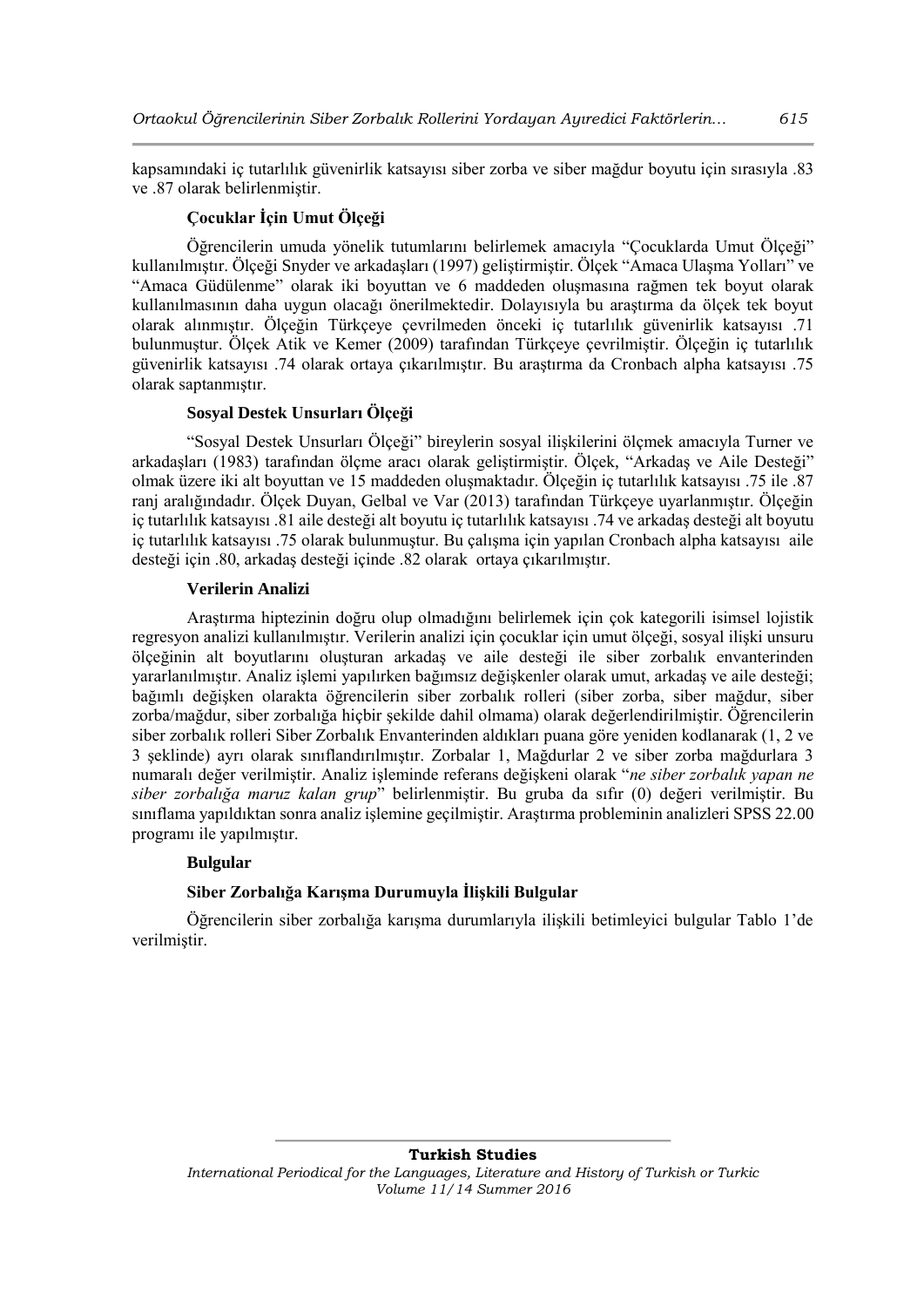kapsamındaki iç tutarlılık güvenirlik katsayısı siber zorba ve siber mağdur boyutu için sırasıyla .83 ve .87 olarak belirlenmiştir.

### Çocuklar İçin Umut Ölçeği

Öğrencilerin umuda yönelik tutumlarını belirlemek amacıyla "Çocuklarda Umut Ölçeği" kullanılmıştır. Ölçeği Snyder ve arkadaşları (1997) geliştirmiştir. Ölçek "Amaca Ulaşma Yolları" ve "Amaca Güdülenme" olarak iki boyuttan ve 6 maddeden oluşmasına rağmen tek boyut olarak kullanılmasının daha uygun olacağı önerilmektedir. Dolayısıyla bu araştırma da ölçek tek boyut olarak alınmıştır. Ölçeğin Türkçeye çevrilmeden önceki iç tutarlılık güvenirlik katsayısı .71 bulunmuştur. Ölçek Atik ve Kemer (2009) tarafından Türkçeye çevrilmiştir. Ölçeğin iç tutarlılık güvenirlik katsayısı .74 olarak ortaya çıkarılmıştır. Bu araştırma da Cronbach alpha katsayısı .75 olarak saptanmıştır.

### Sosyal Destek Unsurları Ölçeği

"Sosyal Destek Unsurları Ölçeği" bireylerin sosyal ilişkilerini ölçmek amacıyla Turner ve arkadaşları (1983) tarafından ölçme aracı olarak geliştirmiştir. Ölçek, "Arkadaş ve Aile Desteği" olmak üzere iki alt boyuttan ve 15 maddeden oluşmaktadır. Ölçeğin iç tutarlılık katsayısı .75 ile .87 ranj aralığındadır. Ölçek Duyan, Gelbal ve Var (2013) tarafından Türkçeye uyarlanmıştır. Ölçeğin iç tutarlılık katsayısı .81 aile desteği alt boyutu iç tutarlılık katsayısı .74 ve arkadaş desteği alt boyutu iç tutarlılık katsayısı .75 olarak bulunmuştur. Bu çalışma için yapılan Cronbach alpha katsayısı aile desteği için .80, arkadaş desteği içinde .82 olarak ortaya çıkarılmıştır.

### Verilerin Analizi

Araştırma hiptezinin doğru olup olmadığını belirlemek için çok kategorili isimsel lojistik regresyon analizi kullanılmıştır. Verilerin analizi için çocuklar için umut ölçeği, sosyal ilişki unsuru ölçeğinin alt boyutlarını oluşturan arkadaş ve aile desteği ile siber zorbalık envanterinden yararlanılmıştır. Analiz işlemi yapılırken bağımsız değişkenler olarak umut, arkadaş ve aile desteği; bağımlı değişken olarakta öğrencilerin siber zorbalık rolleri (siber zorba, siber mağdur, siber zorba/mağdur, siber zorbalığa hiçbir şekilde dahil olmama) olarak değerlendirilmiştir. Öğrencilerin siber zorbalık rolleri Siber Zorbalık Envanterinden aldıkları puana göre yeniden kodlanarak (1, 2 ve 3 şeklinde) ayrı olarak sınıflandırılmıştır. Zorbalar 1, Mağdurlar 2 ve siber zorba mağdurlara 3 numaralı değer verilmiştir. Analiz işleminde referans değişkeni olarak "*ne siber zorbalık yapan ne siber zorbalığa maruz kalan grup*" belirlenmiştir. Bu gruba da sıfır (0) değeri verilmiştir. Bu sınıflama yapıldıktan sonra analiz işlemine geçilmiştir. Araştırma probleminin analizleri SPSS 22.00 programı ile yapılmıştır.

## Bulgular

### Siber Zorbalığa Karışma Durumuyla İlişkili Bulgular

Öğrencilerin siber zorbalığa karışma durumlarıyla ilişkili betimleyici bulgular Tablo 1'de verilmiştir.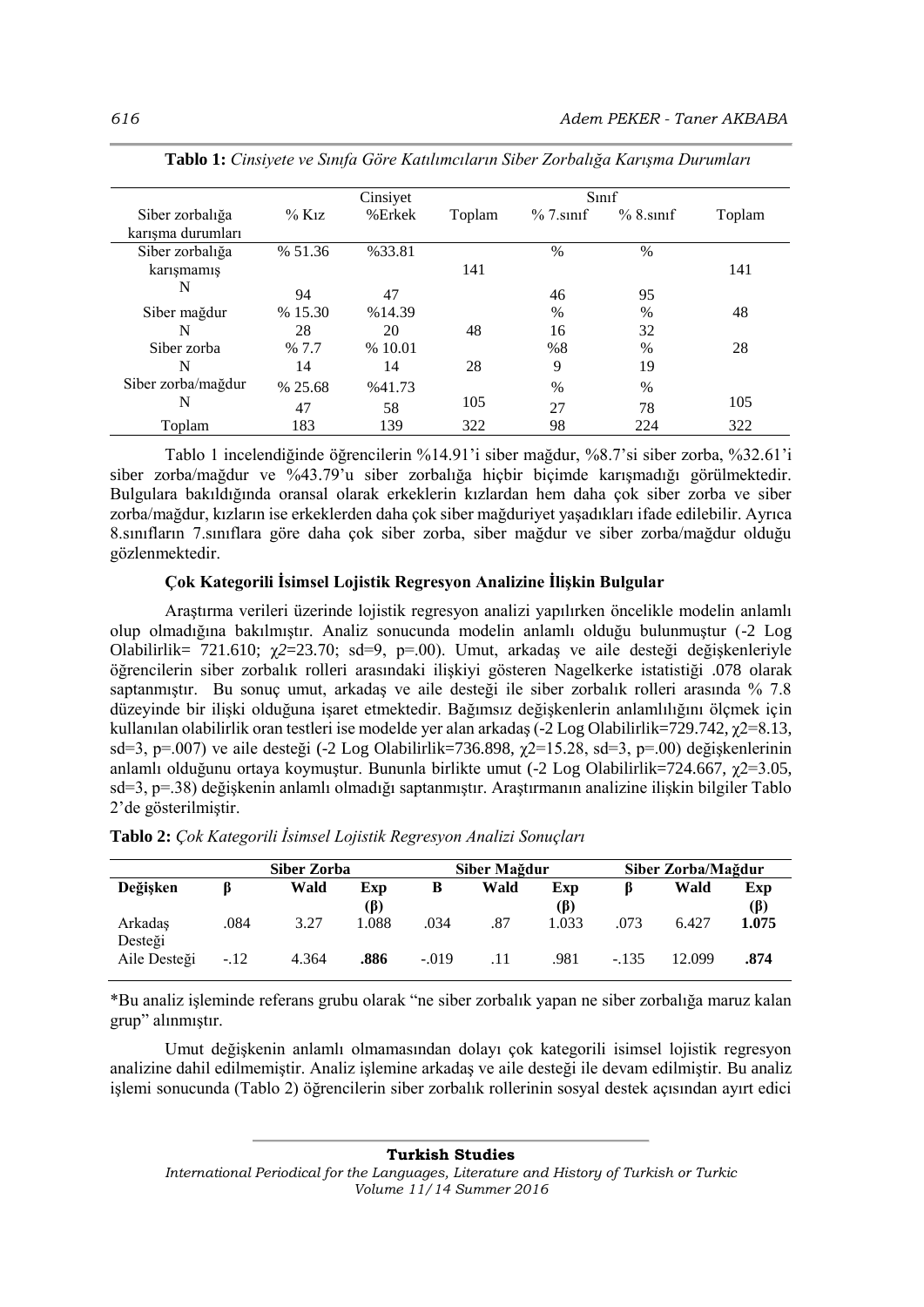**Tablo 1:** *Cinsiyete ve Sınıfa Göre Katılımcıların Siber Zorbalığa Karışma Durumları*

| | Cinsiyet | | | Sınıf | | |
|---|---|---|---|---|---|---|
| Siber zorbalığa karışma durumları | % Kız | %Erkek | Toplam | % 7.sınıf | % 8.sınıf | Toplam |
| Siber zorbalığa karışmamış | % 51.36 | %33.81 | 141 | % | % | 141 |
| N | 94 | 47 | | 46 | 95 | |
| Siber mağdur | % 15.30 | %14.39 | | % | % | 48 |
| N | 28 | 20 | 48 | 16 | 32 | |
| Siber zorba | % 7.7 | % 10.01 | | %8 | % | 28 |
| N | 14 | 14 | 28 | 9 | 19 | |
| Siber zorba/mağdur | % 25.68 | %41.73 | | % | % | |
| N | 47 | 58 | 105 | 27 | 78 | 105 |
| Toplam | 183 | 139 | 322 | 98 | 224 | 322 |

Tablo 1 incelendiğinde öğrencilerin %14.91'i siber mağdur, %8.7'si siber zorba, %32.61'i siber zorba/mağdur ve %43.79'u siber zorbalığa hiçbir biçimde karışmadığı görülmektedir. Bulgulara bakıldığında oransal olarak erkeklerin kızlardan hem daha çok siber zorba ve siber zorba/mağdur, kızların ise erkeklerden daha çok siber mağduriyet yaşadıkları ifade edilebilir. Ayrıca 8.sınıfların 7.sınıflara göre daha çok siber zorba, siber mağdur ve siber zorba/mağdur olduğu gözlenmektedir.

### Çok Kategorili İsimsel Lojistik Regresyon Analizine İlişkin Bulgular

Araştırma verileri üzerinde lojistik regresyon analizi yapılırken öncelikle modelin anlamlı olup olmadığına bakılmıştır. Analiz sonucunda modelin anlamlı olduğu bulunmuştur (-2 Log Olabilirlik= 721.610; $\chi 2$=23.70; sd=9, p=.00). Umut, arkadaş ve aile desteği değişkenleriyle öğrencilerin siber zorbalık rolleri arasındaki ilişkiyi gösteren Nagelkerke istatistiği .078 olarak saptanmıştır. Bu sonuç umut, arkadaş ve aile desteği ile siber zorbalık rolleri arasında % 7.8 düzeyinde bir ilişki olduğuna işaret etmektedir. Bağımsız değişkenlerin anlamlılığını ölçmek için kullanılan olabilirlik oran testleri ise modelde yer alan arkadaş (-2 Log Olabilirlik=729.742, $\chi 2$=8.13, sd=3, p=.007) ve aile desteği (-2 Log Olabilirlik=736.898, $\chi 2$=15.28, sd=3, p=.00) değişkenlerinin anlamlı olduğunu ortaya koymuştur. Bununla birlikte umut (-2 Log Olabilirlik=724.667, $\chi 2$=3.05, sd=3, p=.38) değişkenin anlamlı olmadığı saptanmıştır. Araştırmanın analizine ilişkin bilgiler Tablo 2'de gösterilmiştir.

**Tablo 2:** *Çok Kategorili İsimsel Lojistik Regresyon Analizi Sonuçları*

| | Siber Zorba | | | Siber Mağdur | | | Siber Zorba/Mağdur | | |
|---|---|---|---|---|---|---|---|---|---|
| **Değişken** | **β** | **Wald** | **Exp (β)** | **Β** | **Wald** | **Exp (β)** | **β** | **Wald** | **Exp (β)** |
| Arkadaş Desteği | .084 | 3.27 | 1.088 | .034 | .87 | 1.033 | .073 | 6.427 | **1.075** |
| Aile Desteği | -.12 | 4.364 | **.886** | -.019 | .11 | .981 | -.135 | 12.099 | **.874** |

*Bu analiz işleminde referans grubu olarak "ne siber zorbalık yapan ne siber zorbalığa maruz kalan grup" alınmıştır.

Umut değişkenin anlamlı olmamasından dolayı çok kategorili isimsel lojistik regresyon analizine dahil edilmemiştir. Analiz işlemine arkadaş ve aile desteği ile devam edilmiştir. Bu analiz işlemi sonucunda (Tablo 2) öğrencilerin siber zorbalık rollerinin sosyal destek açısından ayırt edici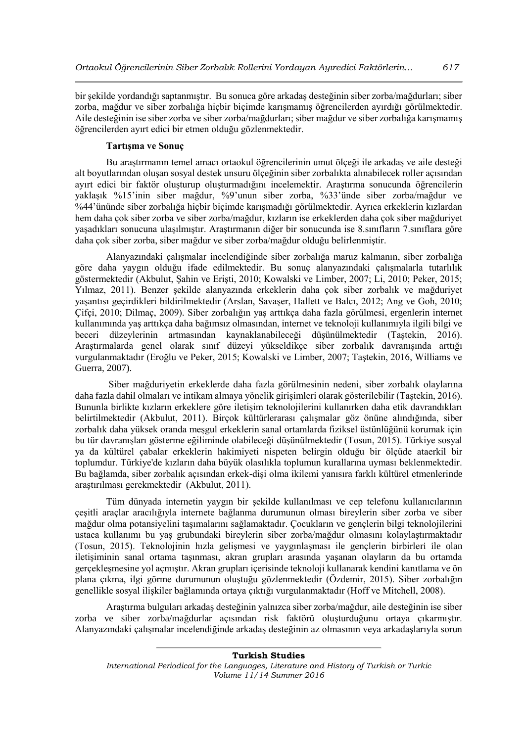bir şekilde yordandığı saptanmıştır. Bu sonuca göre arkadaş desteğinin siber zorba/mağdurları; siber zorba, mağdur ve siber zorbalığa hiçbir biçimde karışmamış öğrencilerden ayırdığı görülmektedir. Aile desteğinin ise siber zorba ve siber zorba/mağdurları; siber mağdur ve siber zorbalığa karışmamış öğrencilerden ayırt edici bir etmen olduğu gözlenmektedir.

## Tartışma ve Sonuç

Bu araştırmanın temel amacı ortaokul öğrencilerinin umut ölçeği ile arkadaş ve aile desteği alt boyutlarından oluşan sosyal destek unsuru ölçeğinin siber zorbalıkta alınabilecek roller açısından ayırt edici bir faktör oluşturup oluşturmadığını incelemektir. Araştırma sonucunda öğrencilerin yaklaşık %15'inin siber mağdur, %9'unun siber zorba, %33'ünde siber zorba/mağdur ve %44'ününde siber zorbalığa hiçbir biçimde karışmadığı görülmektedir. Ayrıca erkeklerin kızlardan hem daha çok siber zorba ve siber zorba/mağdur, kızların ise erkeklerden daha çok siber mağduriyet yaşadıkları sonucuna ulaşılmıştır. Araştırmanın diğer bir sonucunda ise 8.sınıfların 7.sınıflara göre daha çok siber zorba, siber mağdur ve siber zorba/mağdur olduğu belirlenmiştir.

Alanyazındaki çalışmalar incelendiğinde siber zorbalığa maruz kalmanın, siber zorbalığa göre daha yaygın olduğu ifade edilmektedir. Bu sonuç alanyazındaki çalışmalarla tutarlılık göstermektedir (Akbulut, Şahin ve Erişti, 2010; Kowalski ve Limber, 2007; Li, 2010; Peker, 2015; Yılmaz, 2011). Benzer şekilde alanyazında erkeklerin daha çok siber zorbalık ve mağduriyet yaşantısı geçirdikleri bildirilmektedir (Arslan, Savaşer, Hallett ve Balcı, 2012; Ang ve Goh, 2010; Çifçi, 2010; Dilmaç, 2009). Siber zorbalığın yaş arttıkça daha fazla görülmesi, ergenlerin internet kullanımında yaş arttıkça daha bağımsız olmasından, internet ve teknoloji kullanımıyla ilgili bilgi ve beceri düzeylerinin artmasından kaynaklanabileceği düşünülmektedir (Taştekin, 2016). Araştırmalarda genel olarak sınıf düzeyi yükseldikçe siber zorbalık davranışında arttığı vurgulanmaktadır (Eroğlu ve Peker, 2015; Kowalski ve Limber, 2007; Taştekin, 2016, Williams ve Guerra, 2007).

Siber mağduriyetin erkeklerde daha fazla görülmesinin nedeni, siber zorbalık olaylarına daha fazla dahil olmaları ve intikam almaya yönelik girişimleri olarak gösterilebilir (Taştekin, 2016). Bununla birlikte kızların erkeklere göre iletişim teknolojilerini kullanırken daha etik davrandıkları belirtilmektedir (Akbulut, 2011). Birçok kültürlerarası çalışmalar göz önüne alındığında, siber zorbalık daha yüksek oranda meşgul erkeklerin sanal ortamlarda fiziksel üstünlüğünü korumak için bu tür davranışları gösterme eğiliminde olabileceği düşünülmektedir (Tosun, 2015). Türkiye sosyal ya da kültürel çabalar erkeklerin hakimiyeti nispeten belirgin olduğu bir ölçüde ataerkil bir toplumdur. Türkiye'de kızların daha büyük olasılıkla toplumun kurallarına uyması beklenmektedir. Bu bağlamda, siber zorbalık açısından erkek-dişi olma ikilemi yanısıra farklı kültürel etmenlerinde araştırılması gerekmektedir (Akbulut, 2011).

Tüm dünyada internetin yaygın bir şekilde kullanılması ve cep telefonu kullanıcılarının çeşitli araçlar aracılığıyla internete bağlanma durumunun olması bireylerin siber zorba ve siber mağdur olma potansiyelini taşımalarını sağlamaktadır. Çocukların ve gençlerin bilgi teknolojilerini ustaca kullanımı bu yaş grubundaki bireylerin siber zorba/mağdur olmasını kolaylaştırmaktadır (Tosun, 2015). Teknolojinin hızla gelişmesi ve yaygınlaşması ile gençlerin birbirleri ile olan iletişiminin sanal ortama taşınması, akran grupları arasında yaşanan olayların da bu ortamda gerçekleşmesine yol açmıştır. Akran grupları içerisinde teknoloji kullanarak kendini kanıtlama ve ön plana çıkma, ilgi görme durumunun oluştuğu gözlenmektedir (Özdemir, 2015). Siber zorbalığın genellikle sosyal ilişkiler bağlamında ortaya çıktığı vurgulanmaktadır (Hoff ve Mitchell, 2008).

Araştırma bulguları arkadaş desteğinin yalnızca siber zorba/mağdur, aile desteğinin ise siber zorba ve siber zorba/mağdurlar açısından risk faktörü oluşturduğunu ortaya çıkarmıştır. Alanyazındaki çalışmalar incelendiğinde arkadaş desteğinin az olmasının veya arkadaşlarıyla sorun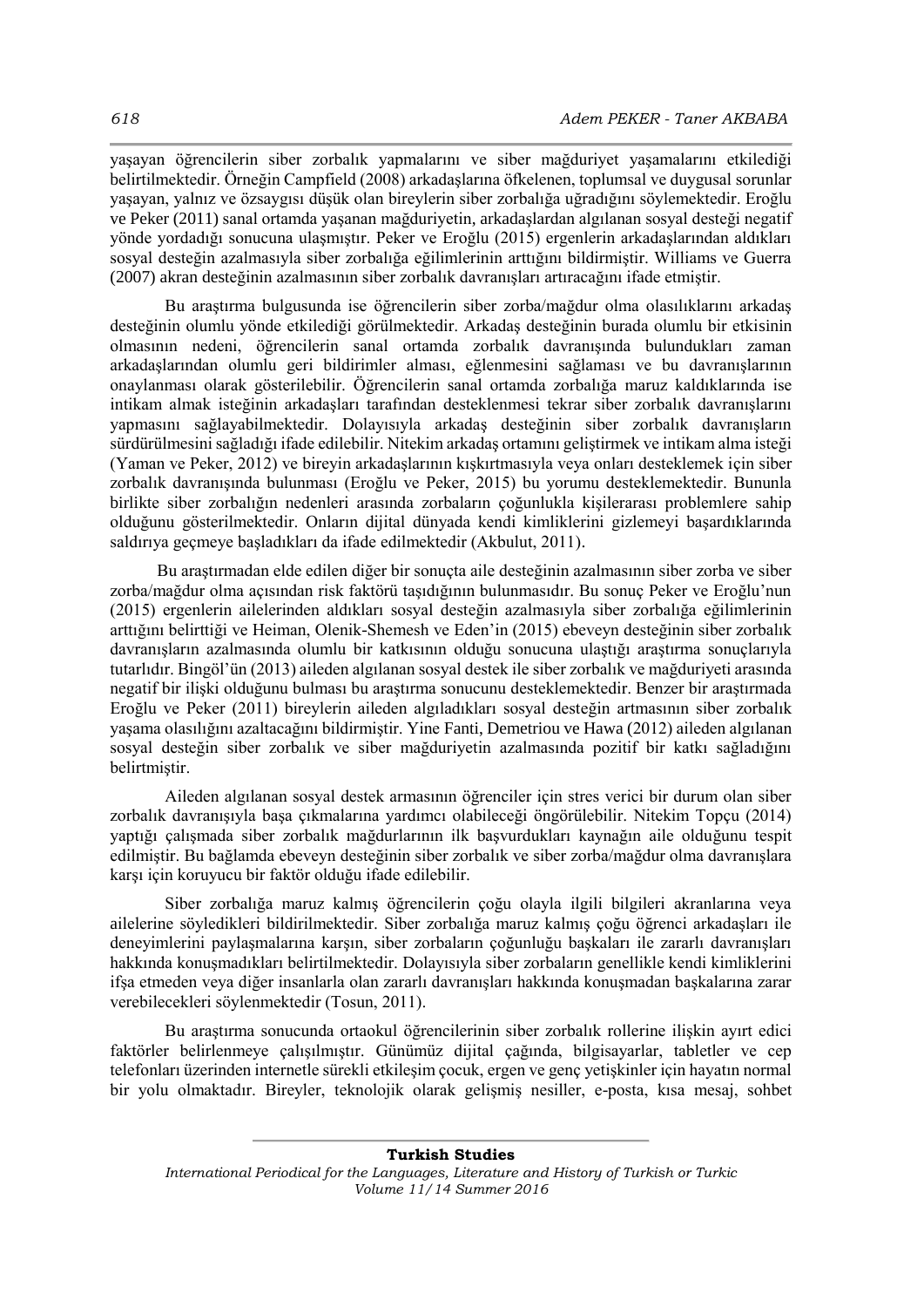yaşayan öğrencilerin siber zorbalık yapmalarını ve siber mağduriyet yaşamalarını etkilediği belirtilmektedir. Örneğin Campfield (2008) arkadaşlarına öfkelenen, toplumsal ve duygusal sorunlar yaşayan, yalnız ve özsaygısı düşük olan bireylerin siber zorbalığa uğradığını söylemektedir. Eroğlu ve Peker (2011) sanal ortamda yaşanan mağduriyetin, arkadaşlardan algılanan sosyal desteği negatif yönde yordadığı sonucuna ulaşmıştır. Peker ve Eroğlu (2015) ergenlerin arkadaşlarından aldıkları sosyal desteğin azalmasıyla siber zorbalığa eğilimlerinin arttığını bildirmiştir. Williams ve Guerra (2007) akran desteğinin azalmasının siber zorbalık davranışları artıracağını ifade etmiştir.

Bu araştırma bulgusunda ise öğrencilerin siber zorba/mağdur olma olasılıklarını arkadaş desteğinin olumlu yönde etkilediği görülmektedir. Arkadaş desteğinin burada olumlu bir etkisinin olmasının nedeni, öğrencilerin sanal ortamda zorbalık davranışında bulundukları zaman arkadaşlarından olumlu geri bildirimler alması, eğlenmesini sağlaması ve bu davranışlarının onaylanması olarak gösterilebilir. Öğrencilerin sanal ortamda zorbalığa maruz kaldıklarında ise intikam almak isteğinin arkadaşları tarafından desteklenmesi tekrar siber zorbalık davranışlarını yapmasını sağlayabilmektedir. Dolayısıyla arkadaş desteğinin siber zorbalık davranışların sürdürülmesini sağladığı ifade edilebilir. Nitekim arkadaş ortamını geliştirmek ve intikam alma isteği (Yaman ve Peker, 2012) ve bireyin arkadaşlarının kışkırtmasıyla veya onları desteklemek için siber zorbalık davranışında bulunması (Eroğlu ve Peker, 2015) bu yorumu desteklemektedir. Bununla birlikte siber zorbalığın nedenleri arasında zorbaların çoğunlukla kişilerarası problemlere sahip olduğunu gösterilmektedir. Onların dijital dünyada kendi kimliklerini gizlemeyi başardıklarında saldırıya geçmeye başladıkları da ifade edilmektedir (Akbulut, 2011).

Bu araştırmadan elde edilen diğer bir sonuçta aile desteğinin azalmasının siber zorba ve siber zorba/mağdur olma açısından risk faktörü taşıdığının bulunmasıdır. Bu sonuç Peker ve Eroğlu'nun (2015) ergenlerin ailelerinden aldıkları sosyal desteğin azalmasıyla siber zorbalığa eğilimlerinin arttığını belirttiği ve Heiman, Olenik-Shemesh ve Eden'in (2015) ebeveyn desteğinin siber zorbalık davranışların azalmasında olumlu bir katkısının olduğu sonucuna ulaştığı araştırma sonuçlarıyla tutarlıdır. Bingöl'ün (2013) aileden algılanan sosyal destek ile siber zorbalık ve mağduriyeti arasında negatif bir ilişki olduğunu bulması bu araştırma sonucunu desteklemektedir. Benzer bir araştırmada Eroğlu ve Peker (2011) bireylerin aileden algıladıkları sosyal desteğin artmasının siber zorbalık yaşama olasılığını azaltacağını bildirmiştir. Yine Fanti, Demetriou ve Hawa (2012) aileden algılanan sosyal desteğin siber zorbalık ve siber mağduriyetin azalmasında pozitif bir katkı sağladığını belirtmiştir.

Aileden algılanan sosyal destek armasının öğrenciler için stres verici bir durum olan siber zorbalık davranışıyla başa çıkmalarına yardımcı olabileceği öngörülebilir. Nitekim Topçu (2014) yaptığı çalışmada siber zorbalık mağdurlarının ilk başvurdukları kaynağın aile olduğunu tespit edilmiştir. Bu bağlamda ebeveyn desteğinin siber zorbalık ve siber zorba/mağdur olma davranışlara karşı için koruyucu bir faktör olduğu ifade edilebilir.

Siber zorbalığa maruz kalmış öğrencilerin çoğu olayla ilgili bilgileri akranlarına veya ailelerine söyledikleri bildirilmektedir. Siber zorbalığa maruz kalmış çoğu öğrenci arkadaşları ile deneyimlerini paylaşmalarına karşın, siber zorbaların çoğunluğu başkaları ile zararlı davranışları hakkında konuşmadıkları belirtilmektedir. Dolayısıyla siber zorbaların genellikle kendi kimliklerini ifşa etmeden veya diğer insanlarla olan zararlı davranışları hakkında konuşmadan başkalarına zarar verebilecekleri söylenmektedir (Tosun, 2011).

Bu araştırma sonucunda ortaokul öğrencilerinin siber zorbalık rollerine ilişkin ayırt edici faktörler belirlenmeye çalışılmıştır. Günümüz dijital çağında, bilgisayarlar, tabletler ve cep telefonları üzerinden internetle sürekli etkileşim çocuk, ergen ve genç yetişkinler için hayatın normal bir yolu olmaktadır. Bireyler, teknolojik olarak gelişmiş nesiller, e-posta, kısa mesaj, sohbet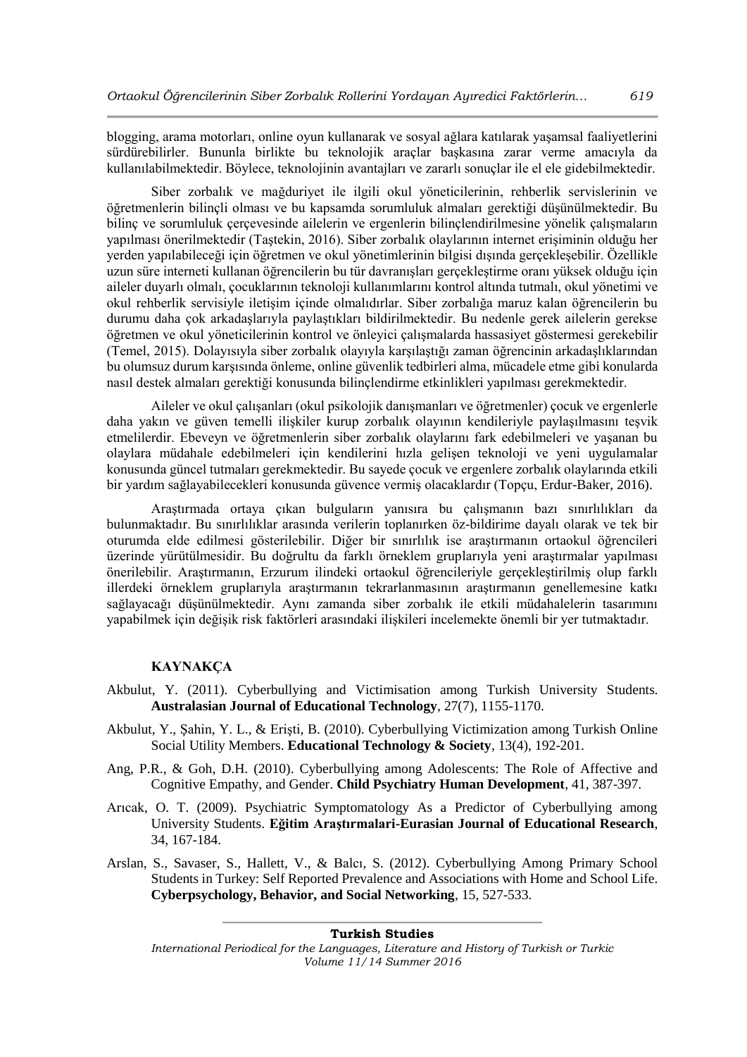blogging, arama motorları, online oyun kullanarak ve sosyal ağlara katılarak yaşamsal faaliyetlerini sürdürebilirler. Bununla birlikte bu teknolojik araçlar başkasına zarar verme amacıyla da kullanılabilmektedir. Böylece, teknolojinin avantajları ve zararlı sonuçlar ile el ele gidebilmektedir.

Siber zorbalık ve mağduriyet ile ilgili okul yöneticilerinin, rehberlik servislerinin ve öğretmenlerin bilinçli olması ve bu kapsamda sorumluluk almaları gerektiği düşünülmektedir. Bu bilinç ve sorumluluk çerçevesinde ailelerin ve ergenlerin bilinçlendirilmesine yönelik çalışmaların yapılması önerilmektedir (Taştekin, 2016). Siber zorbalık olaylarının internet erişiminin olduğu her yerden yapılabileceği için öğretmen ve okul yönetimlerinin bilgisi dışında gerçekleşebilir. Özellikle uzun süre interneti kullanan öğrencilerin bu tür davranışları gerçekleştirme oranı yüksek olduğu için aileler duyarlı olmalı, çocuklarının teknoloji kullanımlarını kontrol altında tutmalı, okul yönetimi ve okul rehberlik servisiyle iletişim içinde olmalıdırlar. Siber zorbalığa maruz kalan öğrencilerin bu durumu daha çok arkadaşlarıyla paylaştıkları bildirilmektedir. Bu nedenle gerek ailelerin gerekse öğretmen ve okul yöneticilerinin kontrol ve önleyici çalışmalarda hassasiyet göstermesi gerekebilir (Temel, 2015). Dolayısıyla siber zorbalık olayıyla karşılaştığı zaman öğrencinin arkadaşlıklarından bu olumsuz durum karşısında önleme, online güvenlik tedbirleri alma, mücadele etme gibi konularda nasıl destek almaları gerektiği konusunda bilinçlendirme etkinlikleri yapılması gerekmektedir.

Aileler ve okul çalışanları (okul psikolojik danışmanları ve öğretmenler) çocuk ve ergenlerle daha yakın ve güven temelli ilişkiler kurup zorbalık olayının kendileriyle paylaşılmasını teşvik etmelilerdir. Ebeveyn ve öğretmenlerin siber zorbalık olaylarını fark edebilmeleri ve yaşanan bu olaylara müdahale edebilmeleri için kendilerini hızla gelişen teknoloji ve yeni uygulamalar konusunda güncel tutmaları gerekmektedir. Bu sayede çocuk ve ergenlere zorbalık olaylarında etkili bir yardım sağlayabilecekleri konusunda güvence vermiş olacaklardır (Topçu, Erdur-Baker, 2016).

Araştırmada ortaya çıkan bulguların yanısıra bu çalışmanın bazı sınırlılıkları da bulunmaktadır. Bu sınırlılıklar arasında verilerin toplanırken öz-bildirime dayalı olarak ve tek bir oturumda elde edilmesi gösterilebilir. Diğer bir sınırlılık ise araştırmanın ortaokul öğrencileri üzerinde yürütülmesidir. Bu doğrultu da farklı örneklem gruplarıyla yeni araştırmalar yapılması önerilebilir. Araştırmanın, Erzurum ilindeki ortaokul öğrencileriyle gerçekleştirilmiş olup farklı illerdeki örneklem gruplarıyla araştırmanın tekrarlanmasının araştırmanın genellemesine katkı sağlayacağı düşünülmektedir. Aynı zamanda siber zorbalık ile etkili müdahalelerin tasarımını yapabilmek için değişik risk faktörleri arasındaki ilişkileri incelemekte önemli bir yer tutmaktadır.

## KAYNAKÇA

Akbulut, Y. (2011). Cyberbullying and Victimisation among Turkish University Students. **Australasian Journal of Educational Technology**, 27(7), 1155-1170.

Akbulut, Y., Şahin, Y. L., & Erişti, B. (2010). Cyberbullying Victimization among Turkish Online Social Utility Members. **Educational Technology & Society**, 13(4), 192-201.

Ang, P.R., & Goh, D.H. (2010). Cyberbullying among Adolescents: The Role of Affective and Cognitive Empathy, and Gender. **Child Psychiatry Human Development**, 41, 387-397.

Arıcak, O. T. (2009). Psychiatric Symptomatology As a Predictor of Cyberbullying among University Students. **Eğitim Araştırmalari-Eurasian Journal of Educational Research**, 34, 167-184.

Arslan, S., Savaser, S., Hallett, V., & Balcı, S. (2012). Cyberbullying Among Primary School Students in Turkey: Self Reported Prevalence and Associations with Home and School Life. **Cyberpsychology, Behavior, and Social Networking**, 15, 527-533.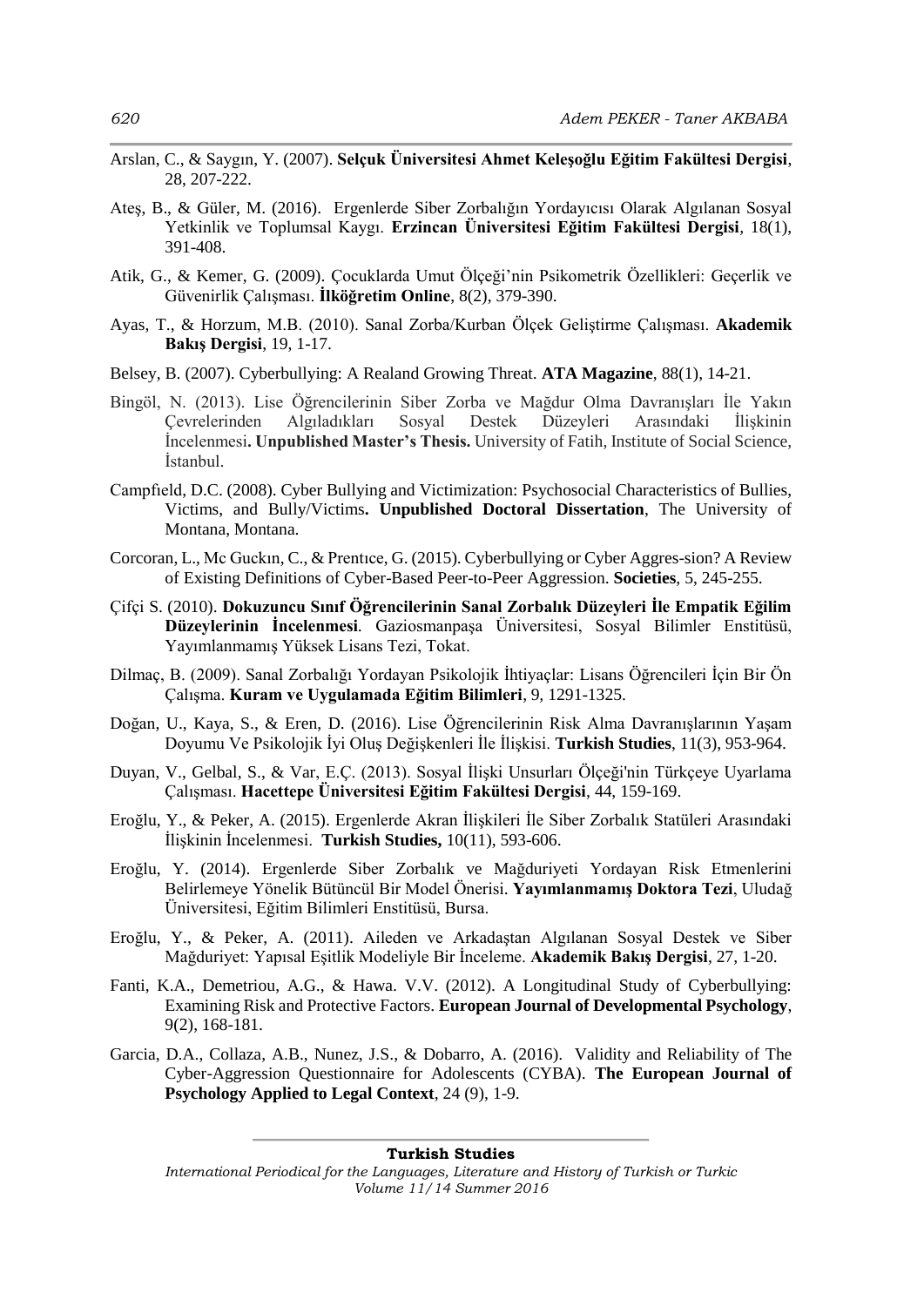Arslan, C., & Saygın, Y. (2007). **Selçuk Üniversitesi Ahmet Keleşoğlu Eğitim Fakültesi Dergisi**, 28, 207-222.

Ateş, B., & Güler, M. (2016). Ergenlerde Siber Zorbalığın Yordayıcısı Olarak Algılanan Sosyal Yetkinlik ve Toplumsal Kaygı. **Erzincan Üniversitesi Eğitim Fakültesi Dergisi**, 18(1), 391-408.

Atik, G., & Kemer, G. (2009). Çocuklarda Umut Ölçeği'nin Psikometrik Özellikleri: Geçerlik ve Güvenirlik Çalışması. **İlköğretim Online**, 8(2), 379-390.

Ayas, T., & Horzum, M.B. (2010). Sanal Zorba/Kurban Ölçek Geliştirme Çalışması. **Akademik Bakış Dergisi**, 19, 1-17.

Belsey, B. (2007). Cyberbullying: A Realand Growing Threat. **ATA Magazine**, 88(1), 14-21.

Bingöl, N. (2013). Lise Öğrencilerinin Siber Zorba ve Mağdur Olma Davranışları İle Yakın Çevrelerinden Algıladıkları Sosyal Destek Düzeyleri Arasındaki İlişkinin İncelenmesi**. Unpublished Master's Thesis.** University of Fatih, Institute of Social Science, İstanbul.

Campfıeld, D.C. (2008). Cyber Bullying and Victimization: Psychosocial Characteristics of Bullies, Victims, and Bully/Victims**. Unpublished Doctoral Dissertation**, The University of Montana, Montana.

Corcoran, L., Mc Guckın, C., & Prentıce, G. (2015). Cyberbullying or Cyber Aggres-sion? A Review of Existing Definitions of Cyber-Based Peer-to-Peer Aggression. **Societies**, 5, 245-255.

Çifçi S. (2010). **Dokuzuncu Sınıf Öğrencilerinin Sanal Zorbalık Düzeyleri İle Empatik Eğilim Düzeylerinin İncelenmesi**. Gaziosmanpaşa Üniversitesi, Sosyal Bilimler Enstitüsü, Yayımlanmamış Yüksek Lisans Tezi, Tokat.

Dilmaç, B. (2009). Sanal Zorbalığı Yordayan Psikolojik İhtiyaçlar: Lisans Öğrencileri İçin Bir Ön Çalışma. **Kuram ve Uygulamada Eğitim Bilimleri**, 9, 1291-1325.

Doğan, U., Kaya, S., & Eren, D. (2016). Lise Öğrencilerinin Risk Alma Davranışlarının Yaşam Doyumu Ve Psikolojik İyi Oluş Değişkenleri İle İlişkisi. **Turkish Studies**, 11(3), 953-964.

Duyan, V., Gelbal, S., & Var, E.Ç. (2013). Sosyal İlişki Unsurları Ölçeği'nin Türkçeye Uyarlama Çalışması. **Hacettepe Üniversitesi Eğitim Fakültesi Dergisi**, 44, 159-169.

Eroğlu, Y., & Peker, A. (2015). Ergenlerde Akran İlişkileri İle Siber Zorbalık Statüleri Arasındaki İlişkinin İncelenmesi. **Turkish Studies,** 10(11), 593-606.

Eroğlu, Y. (2014). Ergenlerde Siber Zorbalık ve Mağduriyeti Yordayan Risk Etmenlerini Belirlemeye Yönelik Bütüncül Bir Model Önerisi. **Yayımlanmamış Doktora Tezi**, Uludağ Üniversitesi, Eğitim Bilimleri Enstitüsü, Bursa.

Eroğlu, Y., & Peker, A. (2011). Aileden ve Arkadaştan Algılanan Sosyal Destek ve Siber Mağduriyet: Yapısal Eşitlik Modeliyle Bir İnceleme. **Akademik Bakış Dergisi**, 27, 1-20.

Fanti, K.A., Demetriou, A.G., & Hawa. V.V. (2012). A Longitudinal Study of Cyberbullying: Examining Risk and Protective Factors. **European Journal of Developmental Psychology**, 9(2), 168-181.

Garcia, D.A., Collaza, A.B., Nunez, J.S., & Dobarro, A. (2016). Validity and Reliability of The Cyber-Aggression Questionnaire for Adolescents (CYBA). **The European Journal of Psychology Applied to Legal Context**, 24 (9), 1-9.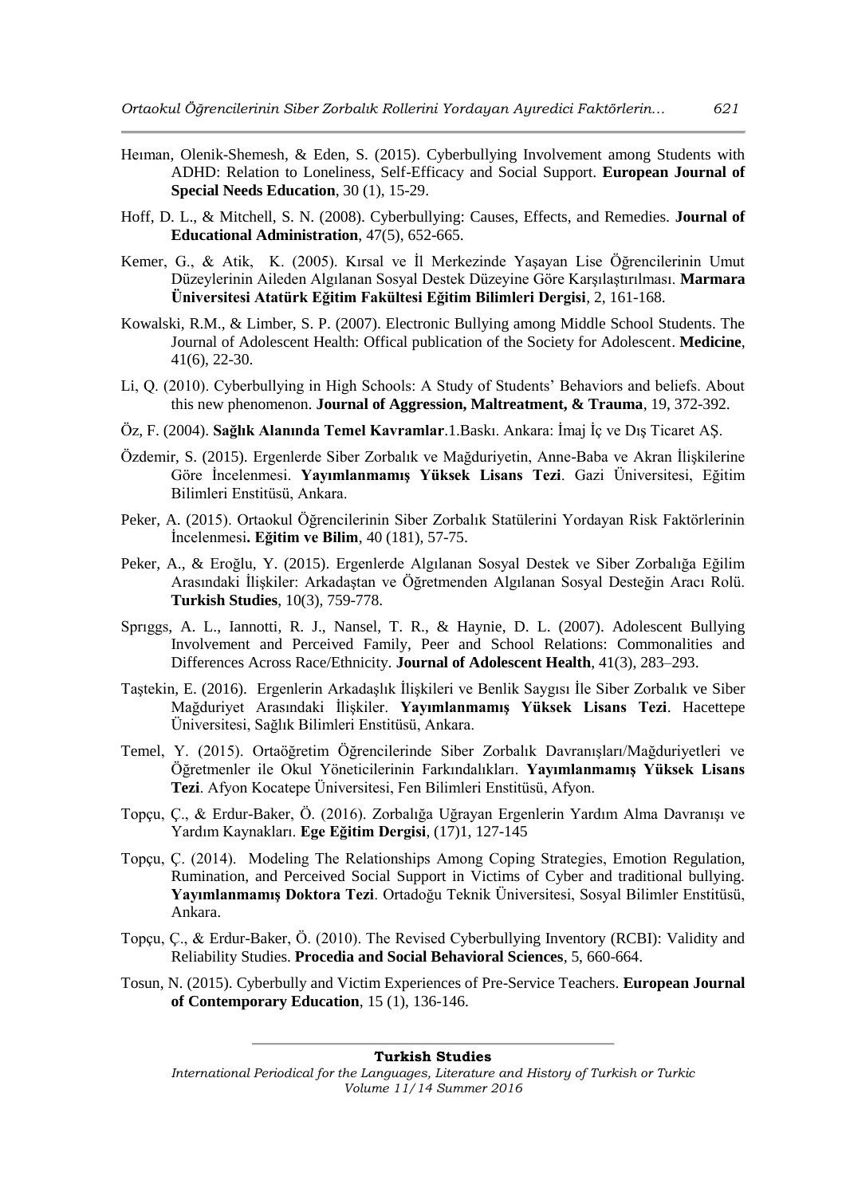Heıman, Olenik-Shemesh, & Eden, S. (2015). Cyberbullying Involvement among Students with ADHD: Relation to Loneliness, Self-Efficacy and Social Support. **European Journal of Special Needs Education**, 30 (1), 15-29.

Hoff, D. L., & Mitchell, S. N. (2008). Cyberbullying: Causes, Effects, and Remedies. **Journal of Educational Administration**, 47(5), 652-665.

Kemer, G., & Atik, K. (2005). Kırsal ve İl Merkezinde Yaşayan Lise Öğrencilerinin Umut Düzeylerinin Aileden Algılanan Sosyal Destek Düzeyine Göre Karşılaştırılması. **Marmara Üniversitesi Atatürk Eğitim Fakültesi Eğitim Bilimleri Dergisi**, 2, 161-168.

Kowalski, R.M., & Limber, S. P. (2007). Electronic Bullying among Middle School Students. The Journal of Adolescent Health: Offical publication of the Society for Adolescent. **Medicine**, 41(6), 22-30.

Li, Q. (2010). Cyberbullying in High Schools: A Study of Students' Behaviors and beliefs. About this new phenomenon. **Journal of Aggression, Maltreatment, & Trauma**, 19, 372-392.

Öz, F. (2004). **Sağlık Alanında Temel Kavramlar**.1.Baskı. Ankara: İmaj İç ve Dış Ticaret AŞ.

Özdemir, S. (2015). Ergenlerde Siber Zorbalık ve Mağduriyetin, Anne-Baba ve Akran İlişkilerine Göre İncelenmesi. **Yayımlanmamış Yüksek Lisans Tezi**. Gazi Üniversitesi, Eğitim Bilimleri Enstitüsü, Ankara.

Peker, A. (2015). Ortaokul Öğrencilerinin Siber Zorbalık Statülerini Yordayan Risk Faktörlerinin İncelenmesi**. Eğitim ve Bilim**, 40 (181), 57-75.

Peker, A., & Eroğlu, Y. (2015). Ergenlerde Algılanan Sosyal Destek ve Siber Zorbalığa Eğilim Arasındaki İlişkiler: Arkadaştan ve Öğretmenden Algılanan Sosyal Desteğin Aracı Rolü. **Turkish Studies**, 10(3), 759-778.

Sprıggs, A. L., Iannotti, R. J., Nansel, T. R., & Haynie, D. L. (2007). Adolescent Bullying Involvement and Perceived Family, Peer and School Relations: Commonalities and Differences Across Race/Ethnicity. **Journal of Adolescent Health**, 41(3), 283–293.

Taştekin, E. (2016). Ergenlerin Arkadaşlık İlişkileri ve Benlik Saygısı İle Siber Zorbalık ve Siber Mağduriyet Arasındaki İlişkiler. **Yayımlanmamış Yüksek Lisans Tezi**. Hacettepe Üniversitesi, Sağlık Bilimleri Enstitüsü, Ankara.

Temel, Y. (2015). Ortaöğretim Öğrencilerinde Siber Zorbalık Davranışları/Mağduriyetleri ve Öğretmenler ile Okul Yöneticilerinin Farkındalıkları. **Yayımlanmamış Yüksek Lisans Tezi**. Afyon Kocatepe Üniversitesi, Fen Bilimleri Enstitüsü, Afyon.

Topçu, Ç., & Erdur-Baker, Ö. (2016). Zorbalığa Uğrayan Ergenlerin Yardım Alma Davranışı ve Yardım Kaynakları. **Ege Eğitim Dergisi**, (17)1, 127-145

Topçu, Ç. (2014). Modeling The Relationships Among Coping Strategies, Emotion Regulation, Rumination, and Perceived Social Support in Victims of Cyber and traditional bullying. **Yayımlanmamış Doktora Tezi**. Ortadoğu Teknik Üniversitesi, Sosyal Bilimler Enstitüsü, Ankara.

Topçu, Ç., & Erdur-Baker, Ö. (2010). The Revised Cyberbullying Inventory (RCBI): Validity and Reliability Studies. **Procedia and Social Behavioral Sciences**, 5, 660-664.

Tosun, N. (2015). Cyberbully and Victim Experiences of Pre-Service Teachers. **European Journal of Contemporary Education**, 15 (1), 136-146.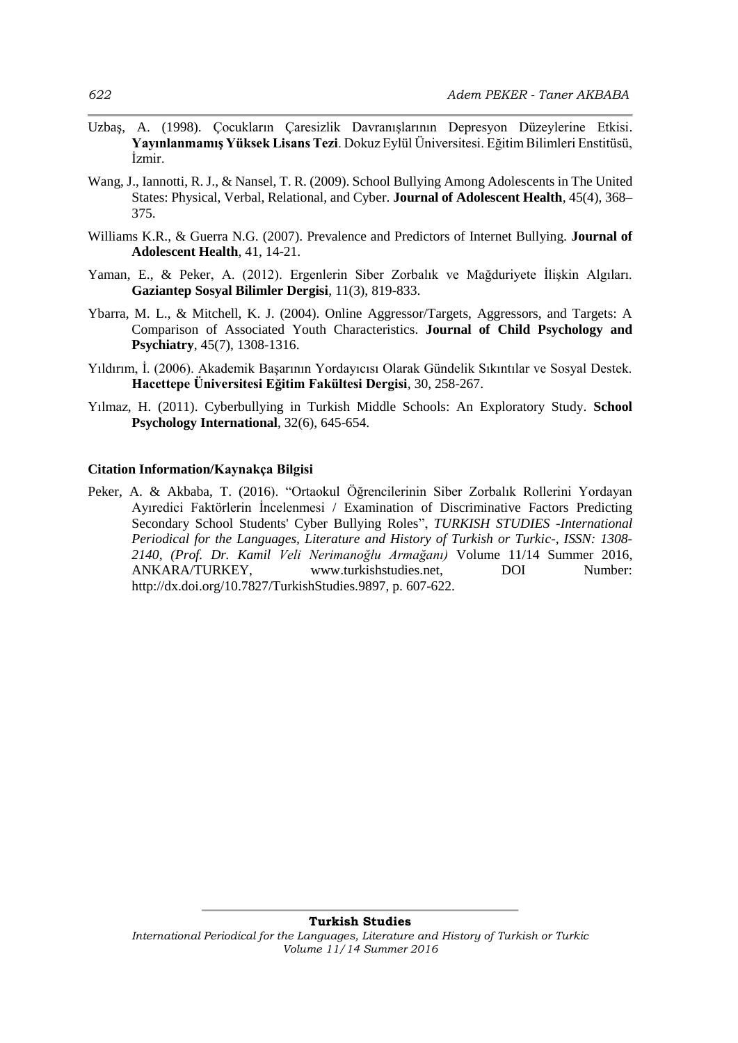Uzbaş, A. (1998). Çocukların Çaresizlik Davranışlarının Depresyon Düzeylerine Etkisi. **Yayınlanmamış Yüksek Lisans Tezi**. Dokuz Eylül Üniversitesi. Eğitim Bilimleri Enstitüsü, İzmir.

Wang, J., Iannotti, R. J., & Nansel, T. R. (2009). School Bullying Among Adolescents in The United States: Physical, Verbal, Relational, and Cyber. **Journal of Adolescent Health**, 45(4), 368–375.

Williams K.R., & Guerra N.G. (2007). Prevalence and Predictors of Internet Bullying. **Journal of Adolescent Health**, 41, 14-21.

Yaman, E., & Peker, A. (2012). Ergenlerin Siber Zorbalık ve Mağduriyete İlişkin Algıları. **Gaziantep Sosyal Bilimler Dergisi**, 11(3), 819-833.

Ybarra, M. L., & Mitchell, K. J. (2004). Online Aggressor/Targets, Aggressors, and Targets: A Comparison of Associated Youth Characteristics. **Journal of Child Psychology and Psychiatry**, 45(7), 1308-1316.

Yıldırım, İ. (2006). Akademik Başarının Yordayıcısı Olarak Gündelik Sıkıntılar ve Sosyal Destek. **Hacettepe Üniversitesi Eğitim Fakültesi Dergisi**, 30, 258-267.

Yılmaz, H. (2011). Cyberbullying in Turkish Middle Schools: An Exploratory Study. **School Psychology International**, 32(6), 645-654.

**Citation Information/Kaynakça Bilgisi**

Peker, A. & Akbaba, T. (2016). "Ortaokul Öğrencilerinin Siber Zorbalık Rollerini Yordayan Ayıredici Faktörlerin İncelenmesi / Examination of Discriminative Factors Predicting Secondary School Students' Cyber Bullying Roles", *TURKISH STUDIES -International Periodical for the Languages, Literature and History of Turkish or Turkic-, ISSN: 1308-2140, (Prof. Dr. Kamil Veli Nerimanoğlu Armağanı)* Volume 11/14 Summer 2016, ANKARA/TURKEY, www.turkishstudies.net, DOI Number: http://dx.doi.org/10.7827/TurkishStudies.9897, p. 607-622.